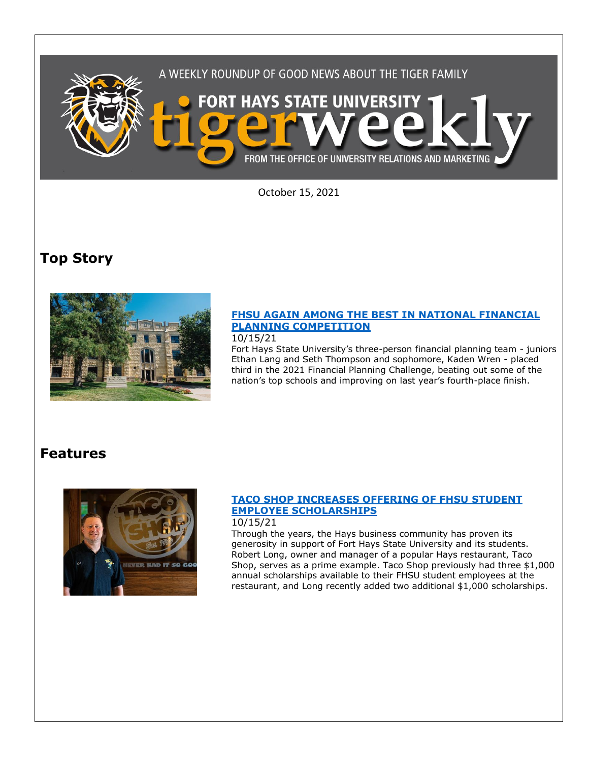A WEEKLY ROUNDUP OF GOOD NEWS ABOUT THE TIGER FAMILY

FORT HAYS STATE UNIVERSITY

# tigerweekly

FROM THE OFFICE OF UNIVERSITY RELATIONS AND MARKETING

October 15, 2021

## Top Story

### [FHSU AGAIN AMONG THE BEST IN NATIONAL FINANCIAL PLANNING COMPETITION]()

10/15/21

Fort Hays State University's three-person financial planning team - juniors Ethan Lang and Seth Thompson and sophomore, Kaden Wren - placed third in the 2021 Financial Planning Challenge, beating out some of the nation's top schools and improving on last year's fourth-place finish.

## Features

### [TACO SHOP INCREASES OFFERING OF FHSU STUDENT EMPLOYEE SCHOLARSHIPS]()

10/15/21

Through the years, the Hays business community has proven its generosity in support of Fort Hays State University and its students. Robert Long, owner and manager of a popular Hays restaurant, Taco Shop, serves as a prime example. Taco Shop previously had three $1,000 annual scholarships available to their FHSU student employees at the restaurant, and Long recently added two additional $1,000 scholarships.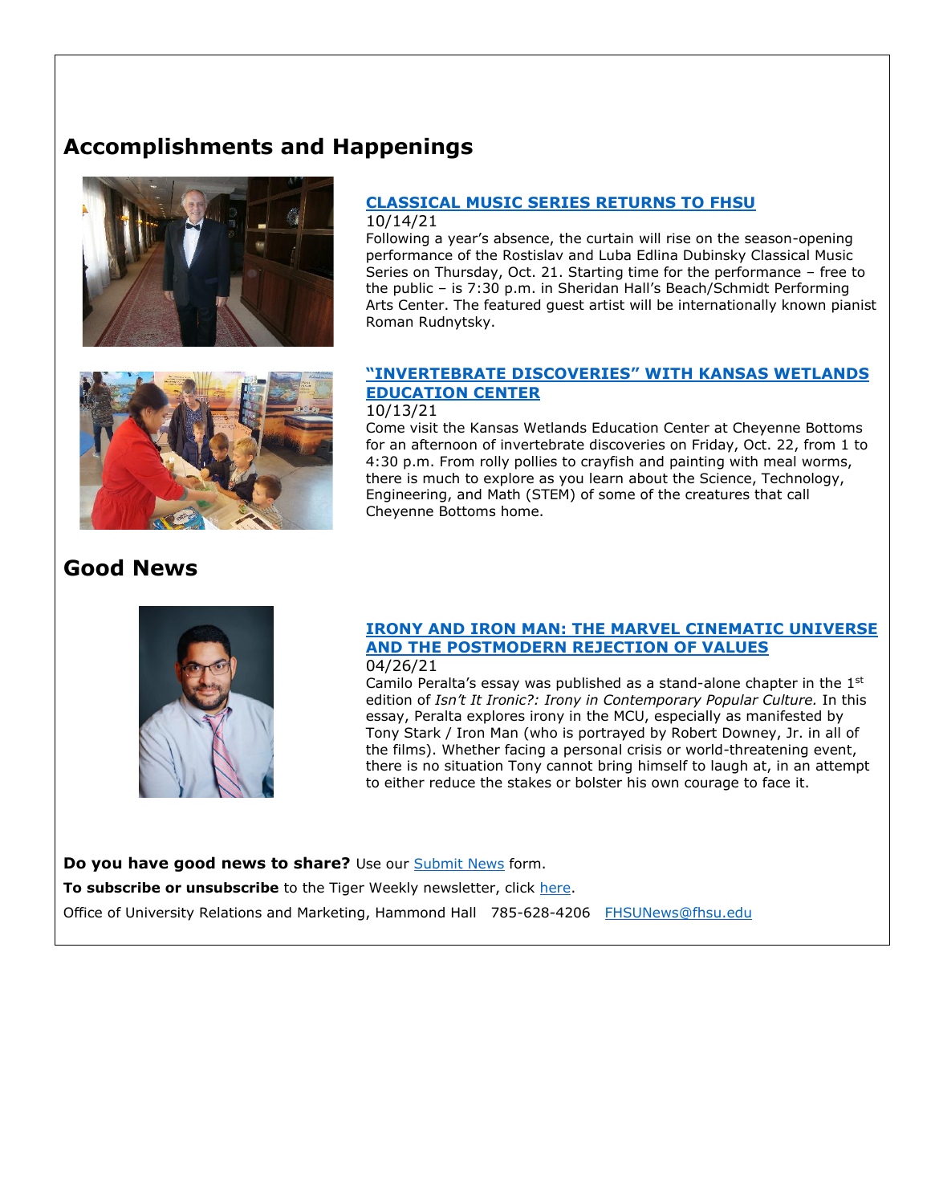## Accomplishments and Happenings

### [CLASSICAL MUSIC SERIES RETURNS TO FHSU]

10/14/21

Following a year's absence, the curtain will rise on the season-opening performance of the Rostislav and Luba Edlina Dubinsky Classical Music Series on Thursday, Oct. 21. Starting time for the performance – free to the public – is 7:30 p.m. in Sheridan Hall's Beach/Schmidt Performing Arts Center. The featured guest artist will be internationally known pianist Roman Rudnytsky.

### "INVERTEBRATE DISCOVERIES" WITH KANSAS WETLANDS EDUCATION CENTER

10/13/21

Come visit the Kansas Wetlands Education Center at Cheyenne Bottoms for an afternoon of invertebrate discoveries on Friday, Oct. 22, from 1 to 4:30 p.m. From rolly pollies to crayfish and painting with meal worms, there is much to explore as you learn about the Science, Technology, Engineering, and Math (STEM) of some of the creatures that call Cheyenne Bottoms home.

## Good News

### IRONY AND IRON MAN: THE MARVEL CINEMATIC UNIVERSE AND THE POSTMODERN REJECTION OF VALUES

04/26/21

Camilo Peralta's essay was published as a stand-alone chapter in the 1st edition of *Isn't It Ironic?: Irony in Contemporary Popular Culture.* In this essay, Peralta explores irony in the MCU, especially as manifested by Tony Stark / Iron Man (who is portrayed by Robert Downey, Jr. in all of the films). Whether facing a personal crisis or world-threatening event, there is no situation Tony cannot bring himself to laugh at, in an attempt to either reduce the stakes or bolster his own courage to face it.

**Do you have good news to share?** Use our Submit News form.

**To subscribe or unsubscribe** to the Tiger Weekly newsletter, click here.

Office of University Relations and Marketing, Hammond Hall 785-628-4206 FHSUNews@fhsu.edu